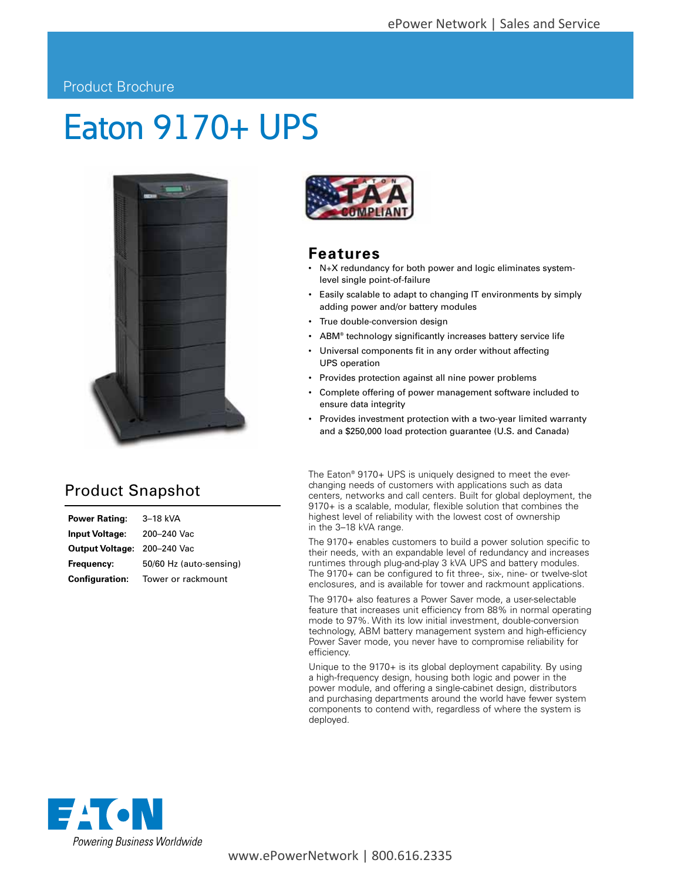Product Brochure

# Eaton 9170+ UPS

## Features

- N+X redundancy for both power and logic eliminates system-level single point-of-failure
- Easily scalable to adapt to changing IT environments by simply adding power and/or battery modules
- True double-conversion design
- ABM® technology significantly increases battery service life
- Universal components fit in any order without affecting UPS operation
- Provides protection against all nine power problems
- Complete offering of power management software included to ensure data integrity
- Provides investment protection with a two-year limited warranty and a $250,000 load protection guarantee (U.S. and Canada)

## Product Snapshot

| | |
|---|---|
| **Power Rating:** | 3–18 kVA |
| **Input Voltage:** | 200–240 Vac |
| **Output Voltage:** | 200–240 Vac |
| **Frequency:** | 50/60 Hz (auto-sensing) |
| **Configuration:** | Tower or rackmount |

The Eaton® 9170+ UPS is uniquely designed to meet the ever-changing needs of customers with applications such as data centers, networks and call centers. Built for global deployment, the 9170+ is a scalable, modular, flexible solution that combines the highest level of reliability with the lowest cost of ownership in the 3–18 kVA range.

The 9170+ enables customers to build a power solution specific to their needs, with an expandable level of redundancy and increases runtimes through plug-and-play 3 kVA UPS and battery modules. The 9170+ can be configured to fit three-, six-, nine- or twelve-slot enclosures, and is available for tower and rackmount applications.

The 9170+ also features a Power Saver mode, a user-selectable feature that increases unit efficiency from 88% in normal operating mode to 97%. With its low initial investment, double-conversion technology, ABM battery management system and high-efficiency Power Saver mode, you never have to compromise reliability for efficiency.

Unique to the 9170+ is its global deployment capability. By using a high-frequency design, housing both logic and power in the power module, and offering a single-cabinet design, distributors and purchasing departments around the world have fewer system components to contend with, regardless of where the system is deployed.

Powering Business Worldwide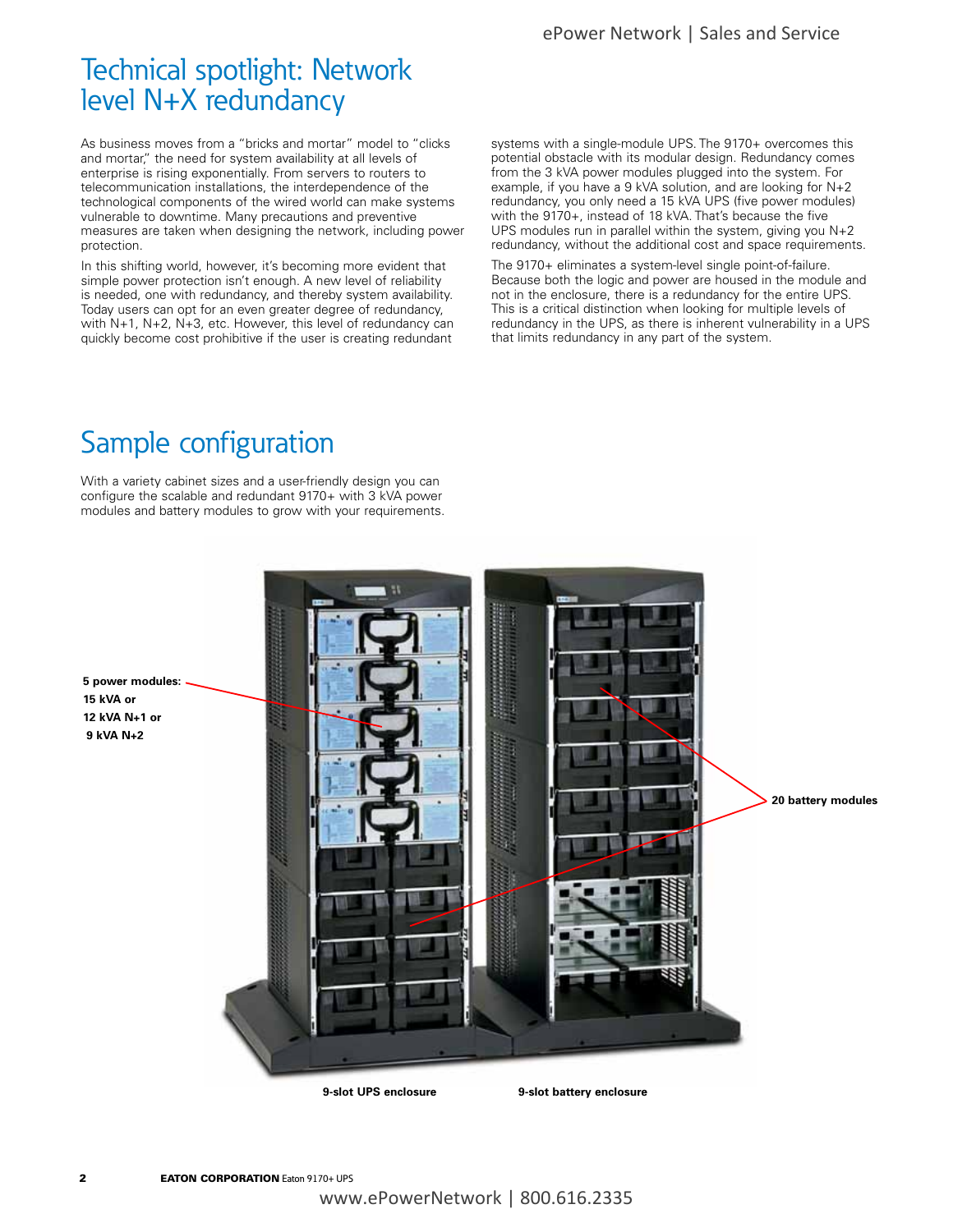# Technical spotlight: Network level N+X redundancy

As business moves from a "bricks and mortar" model to "clicks and mortar," the need for system availability at all levels of enterprise is rising exponentially. From servers to routers to telecommunication installations, the interdependence of the technological components of the wired world can make systems vulnerable to downtime. Many precautions and preventive measures are taken when designing the network, including power protection.

In this shifting world, however, it's becoming more evident that simple power protection isn't enough. A new level of reliability is needed, one with redundancy, and thereby system availability. Today users can opt for an even greater degree of redundancy, with N+1, N+2, N+3, etc. However, this level of redundancy can quickly become cost prohibitive if the user is creating redundant systems with a single-module UPS. The 9170+ overcomes this potential obstacle with its modular design. Redundancy comes from the 3 kVA power modules plugged into the system. For example, if you have a 9 kVA solution, and are looking for N+2 redundancy, you only need a 15 kVA UPS (five power modules) with the 9170+, instead of 18 kVA. That's because the five UPS modules run in parallel within the system, giving you N+2 redundancy, without the additional cost and space requirements.

The 9170+ eliminates a system-level single point-of-failure. Because both the logic and power are housed in the module and not in the enclosure, there is a redundancy for the entire UPS. This is a critical distinction when looking for multiple levels of redundancy in the UPS, as there is inherent vulnerability in a UPS that limits redundancy in any part of the system.

# Sample configuration

With a variety cabinet sizes and a user-friendly design you can configure the scalable and redundant 9170+ with 3 kVA power modules and battery modules to grow with your requirements.

**5 power modules: 15 kVA or 12 kVA N+1 or 9 kVA N+2**

**20 battery modules**

**9-slot UPS enclosure**

**9-slot battery enclosure**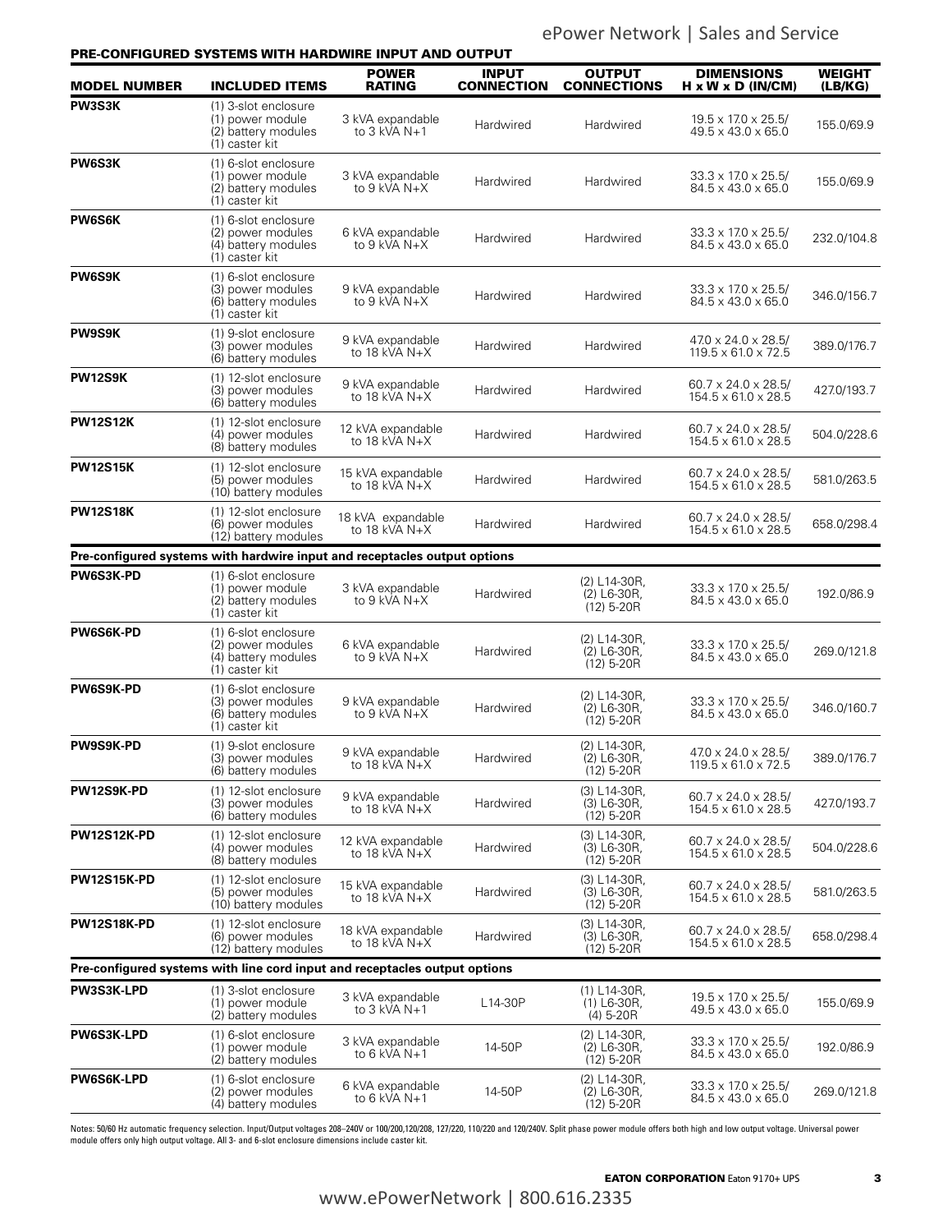## PRE-CONFIGURED SYSTEMS WITH HARDWIRE INPUT AND OUTPUT

| MODEL NUMBER | INCLUDED ITEMS | POWER RATING | INPUT CONNECTION | OUTPUT CONNECTIONS | DIMENSIONS H x W x D (IN/CM) | WEIGHT (LB/KG) |
|---|---|---|---|---|---|---|
| **PW3S3K** | (1) 3-slot enclosure (1) power module (2) battery modules (1) caster kit | 3 kVA expandable to 3 kVA N+1 | Hardwired | Hardwired | 19.5 x 17.0 x 25.5/ 49.5 x 43.0 x 65.0 | 155.0/69.9 |
| **PW6S3K** | (1) 6-slot enclosure (1) power module (2) battery modules (1) caster kit | 3 kVA expandable to 9 kVA N+X | Hardwired | Hardwired | 33.3 x 17.0 x 25.5/ 84.5 x 43.0 x 65.0 | 155.0/69.9 |
| **PW6S6K** | (1) 6-slot enclosure (2) power modules (4) battery modules (1) caster kit | 6 kVA expandable to 9 kVA N+X | Hardwired | Hardwired | 33.3 x 17.0 x 25.5/ 84.5 x 43.0 x 65.0 | 232.0/104.8 |
| **PW6S9K** | (1) 6-slot enclosure (3) power modules (6) battery modules (1) caster kit | 9 kVA expandable to 9 kVA N+X | Hardwired | Hardwired | 33.3 x 17.0 x 25.5/ 84.5 x 43.0 x 65.0 | 346.0/156.7 |
| **PW9S9K** | (1) 9-slot enclosure (3) power modules (6) battery modules | 9 kVA expandable to 18 kVA N+X | Hardwired | Hardwired | 47.0 x 24.0 x 28.5/ 119.5 x 61.0 x 72.5 | 389.0/176.7 |
| **PW12S9K** | (1) 12-slot enclosure (3) power modules (6) battery modules | 9 kVA expandable to 18 kVA N+X | Hardwired | Hardwired | 60.7 x 24.0 x 28.5/ 154.5 x 61.0 x 28.5 | 427.0/193.7 |
| **PW12S12K** | (1) 12-slot enclosure (4) power modules (8) battery modules | 12 kVA expandable to 18 kVA N+X | Hardwired | Hardwired | 60.7 x 24.0 x 28.5/ 154.5 x 61.0 x 28.5 | 504.0/228.6 |
| **PW12S15K** | (1) 12-slot enclosure (5) power modules (10) battery modules | 15 kVA expandable to 18 kVA N+X | Hardwired | Hardwired | 60.7 x 24.0 x 28.5/ 154.5 x 61.0 x 28.5 | 581.0/263.5 |
| **PW12S18K** | (1) 12-slot enclosure (6) power modules (12) battery modules | 18 kVA expandable to 18 kVA N+X | Hardwired | Hardwired | 60.7 x 24.0 x 28.5/ 154.5 x 61.0 x 28.5 | 658.0/298.4 |
| **Pre-configured systems with hardwire input and receptacles output options** | | | | | | |
| **PW6S3K-PD** | (1) 6-slot enclosure (1) power module (2) battery modules (1) caster kit | 3 kVA expandable to 9 kVA N+X | Hardwired | (2) L14-30R, (2) L6-30R, (12) 5-20R | 33.3 x 17.0 x 25.5/ 84.5 x 43.0 x 65.0 | 192.0/86.9 |
| **PW6S6K-PD** | (1) 6-slot enclosure (2) power modules (4) battery modules (1) caster kit | 6 kVA expandable to 9 kVA N+X | Hardwired | (2) L14-30R, (2) L6-30R, (12) 5-20R | 33.3 x 17.0 x 25.5/ 84.5 x 43.0 x 65.0 | 269.0/121.8 |
| **PW6S9K-PD** | (1) 6-slot enclosure (3) power modules (6) battery modules (1) caster kit | 9 kVA expandable to 9 kVA N+X | Hardwired | (2) L14-30R, (2) L6-30R, (12) 5-20R | 33.3 x 17.0 x 25.5/ 84.5 x 43.0 x 65.0 | 346.0/160.7 |
| **PW9S9K-PD** | (1) 9-slot enclosure (3) power modules (6) battery modules | 9 kVA expandable to 18 kVA N+X | Hardwired | (2) L14-30R, (2) L6-30R, (12) 5-20R | 47.0 x 24.0 x 28.5/ 119.5 x 61.0 x 72.5 | 389.0/176.7 |
| **PW12S9K-PD** | (1) 12-slot enclosure (3) power modules (6) battery modules | 9 kVA expandable to 18 kVA N+X | Hardwired | (3) L14-30R, (3) L6-30R, (12) 5-20R | 60.7 x 24.0 x 28.5/ 154.5 x 61.0 x 28.5 | 427.0/193.7 |
| **PW12S12K-PD** | (1) 12-slot enclosure (4) power modules (8) battery modules | 12 kVA expandable to 18 kVA N+X | Hardwired | (3) L14-30R, (3) L6-30R, (12) 5-20R | 60.7 x 24.0 x 28.5/ 154.5 x 61.0 x 28.5 | 504.0/228.6 |
| **PW12S15K-PD** | (1) 12-slot enclosure (5) power modules (10) battery modules | 15 kVA expandable to 18 kVA N+X | Hardwired | (3) L14-30R, (3) L6-30R, (12) 5-20R | 60.7 x 24.0 x 28.5/ 154.5 x 61.0 x 28.5 | 581.0/263.5 |
| **PW12S18K-PD** | (1) 12-slot enclosure (6) power modules (12) battery modules | 18 kVA expandable to 18 kVA N+X | Hardwired | (3) L14-30R, (3) L6-30R, (12) 5-20R | 60.7 x 24.0 x 28.5/ 154.5 x 61.0 x 28.5 | 658.0/298.4 |
| **Pre-configured systems with line cord input and receptacles output options** | | | | | | |
| **PW3S3K-LPD** | (1) 3-slot enclosure (1) power module (2) battery modules | 3 kVA expandable to 3 kVA N+1 | L14-30P | (1) L14-30R, (1) L6-30R, (4) 5-20R | 19.5 x 17.0 x 25.5/ 49.5 x 43.0 x 65.0 | 155.0/69.9 |
| **PW6S3K-LPD** | (1) 6-slot enclosure (1) power module (2) battery modules | 3 kVA expandable to 6 kVA N+1 | 14-50P | (2) L14-30R, (2) L6-30R, (12) 5-20R | 33.3 x 17.0 x 25.5/ 84.5 x 43.0 x 65.0 | 192.0/86.9 |
| **PW6S6K-LPD** | (1) 6-slot enclosure (2) power modules (4) battery modules | 6 kVA expandable to 6 kVA N+1 | 14-50P | (2) L14-30R, (2) L6-30R, (12) 5-20R | 33.3 x 17.0 x 25.5/ 84.5 x 43.0 x 65.0 | 269.0/121.8 |

Notes: 50/60 Hz automatic frequency selection. Input/Output voltages 208–240V or 100/200,120/208, 127/220, 110/220 and 120/240V. Split phase power module offers both high and low output voltage. Universal power module offers only high output voltage. All 3- and 6-slot enclosure dimensions include caster kit.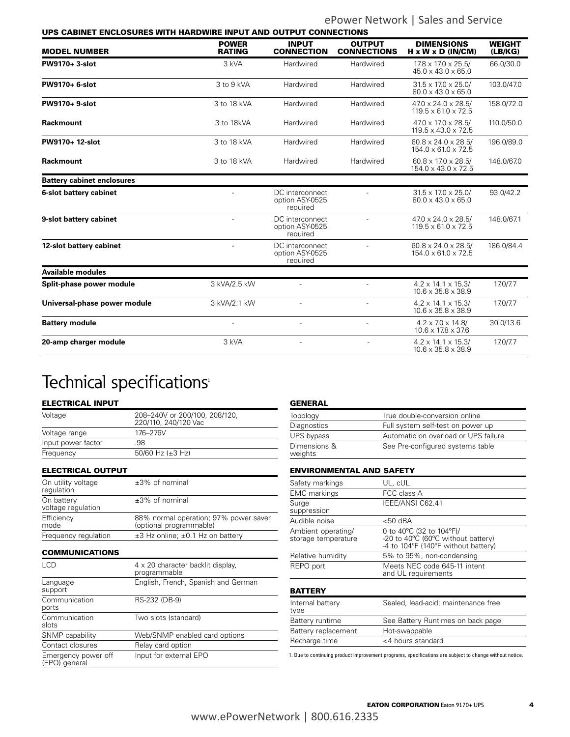## UPS CABINET ENCLOSURES WITH HARDWIRE INPUT AND OUTPUT CONNECTIONS

| MODEL NUMBER | POWER RATING | INPUT CONNECTION | OUTPUT CONNECTIONS | DIMENSIONS H x W x D (IN/CM) | WEIGHT (LB/KG) |
|---|---|---|---|---|---|
| **PW9170+ 3-slot** | 3 kVA | Hardwired | Hardwired | 17.8 x 17.0 x 25.5/ 45.0 x 43.0 x 65.0 | 66.0/30.0 |
| **PW9170+ 6-slot** | 3 to 9 kVA | Hardwired | Hardwired | 31.5 x 17.0 x 25.0/ 80.0 x 43.0 x 65.0 | 103.0/47.0 |
| **PW9170+ 9-slot** | 3 to 18 kVA | Hardwired | Hardwired | 47.0 x 24.0 x 28.5/ 119.5 x 61.0 x 72.5 | 158.0/72.0 |
| **Rackmount** | 3 to 18kVA | Hardwired | Hardwired | 47.0 x 17.0 x 28.5/ 119.5 x 43.0 x 72.5 | 110.0/50.0 |
| **PW9170+ 12-slot** | 3 to 18 kVA | Hardwired | Hardwired | 60.8 x 24.0 x 28.5/ 154.0 x 61.0 x 72.5 | 196.0/89.0 |
| **Rackmount** | 3 to 18 kVA | Hardwired | Hardwired | 60.8 x 17.0 x 28.5/ 154.0 x 43.0 x 72.5 | 148.0/67.0 |
| **Battery cabinet enclosures** | | | | | |
| **6-slot battery cabinet** | - | DC interconnect option ASY-0525 required | - | 31.5 x 17.0 x 25.0/ 80.0 x 43.0 x 65.0 | 93.0/42.2 |
| **9-slot battery cabinet** | - | DC interconnect option ASY-0525 required | - | 47.0 x 24.0 x 28.5/ 119.5 x 61.0 x 72.5 | 148.0/67.1 |
| **12-slot battery cabinet** | - | DC interconnect option ASY-0525 required | - | 60.8 x 24.0 x 28.5/ 154.0 x 61.0 x 72.5 | 186.0/84.4 |
| **Available modules** | | | | | |
| **Split-phase power module** | 3 kVA/2.5 kW | - | - | 4.2 x 14.1 x 15.3/ 10.6 x 35.8 x 38.9 | 17.0/7.7 |
| **Universal-phase power module** | 3 kVA/2.1 kW | - | - | 4.2 x 14.1 x 15.3/ 10.6 x 35.8 x 38.9 | 17.0/7.7 |
| **Battery module** | - | - | - | 4.2 x 7.0 x 14.8/ 10.6 x 17.8 x 37.6 | 30.0/13.6 |
| **20-amp charger module** | 3 kVA | - | - | 4.2 x 14.1 x 15.3/ 10.6 x 35.8 x 38.9 | 17.0/7.7 |

# Technical specifications[1]

### ELECTRICAL INPUT

| | |
|---|---|
| Voltage | 208–240V or 200/100, 208/120, 220/110, 240/120 Vac |
| Voltage range | 176–276V |
| Input power factor | .98 |
| Frequency | 50/60 Hz (±3 Hz) |

### ELECTRICAL OUTPUT

| | |
|---|---|
| On utility voltage regulation | ±3% of nominal |
| On battery voltage regulation | ±3% of nominal |
| Efficiency mode | 88% normal operation; 97% power saver (optional programmable) |
| Frequency regulation | ±3 Hz online; ±0.1 Hz on battery |

### COMMUNICATIONS

| | |
|---|---|
| LCD | 4 x 20 character backlit display, programmable |
| Language support | English, French, Spanish and German |
| Communication ports | RS-232 (DB-9) |
| Communication slots | Two slots (standard) |
| SNMP capability | Web/SNMP enabled card options |
| Contact closures | Relay card option |
| Emergency power off (EPO) general | Input for external EPO |

### GENERAL

| | |
|---|---|
| Topology | True double-conversion online |
| Diagnostics | Full system self-test on power up |
| UPS bypass | Automatic on overload or UPS failure |
| Dimensions & weights | See Pre-configured systems table |

### ENVIRONMENTAL AND SAFETY

| | |
|---|---|
| Safety markings | UL, cUL |
| EMC markings | FCC class A |
| Surge suppression | IEEE/ANSI C62.41 |
| Audible noise | <50 dBA |
| Ambient operating/ storage temperature | 0 to 40ºC (32 to 104ºF)/ -20 to 40ºC (60ºC without battery) -4 to 104ºF (140ºF without battery) |
| Relative humidity | 5% to 95%, non-condensing |
| REPO port | Meets NEC code 645-11 intent and UL requirements |

### BATTERY

| | |
|---|---|
| Internal battery type | Sealed, lead-acid; maintenance free |
| Battery runtime | See Battery Runtimes on back page |
| Battery replacement | Hot-swappable |
| Recharge time | <4 hours standard |

1. Due to continuing product improvement programs, specifications are subject to change without notice.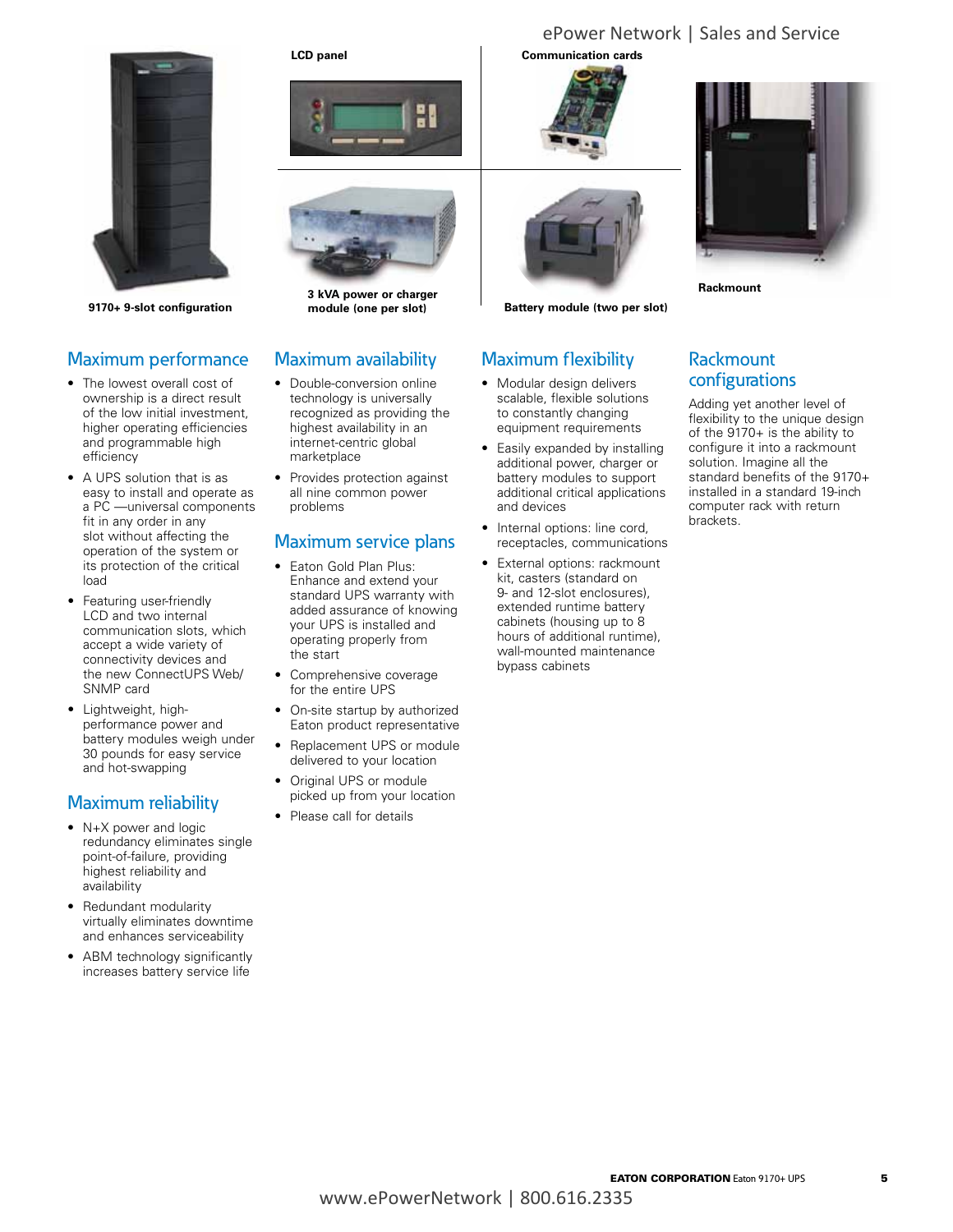LCD panel

Communication cards

9170+ 9-slot configuration

3 kVA power or charger module (one per slot)

Battery module (two per slot)

Rackmount

## Maximum performance

- The lowest overall cost of ownership is a direct result of the low initial investment, higher operating efficiencies and programmable high efficiency
- A UPS solution that is as easy to install and operate as a PC —universal components fit in any order in any slot without affecting the operation of the system or its protection of the critical load
- Featuring user-friendly LCD and two internal communication slots, which accept a wide variety of connectivity devices and the new ConnectUPS Web/ SNMP card
- Lightweight, high-performance power and battery modules weigh under 30 pounds for easy service and hot-swapping

## Maximum reliability

- N+X power and logic redundancy eliminates single point-of-failure, providing highest reliability and availability
- Redundant modularity virtually eliminates downtime and enhances serviceability
- ABM technology significantly increases battery service life

## Maximum availability

- Double-conversion online technology is universally recognized as providing the highest availability in an internet-centric global marketplace
- Provides protection against all nine common power problems

## Maximum service plans

- Eaton Gold Plan Plus: Enhance and extend your standard UPS warranty with added assurance of knowing your UPS is installed and operating properly from the start
- Comprehensive coverage for the entire UPS
- On-site startup by authorized Eaton product representative
- Replacement UPS or module delivered to your location
- Original UPS or module picked up from your location
- Please call for details

## Maximum flexibility

- Modular design delivers scalable, flexible solutions to constantly changing equipment requirements
- Easily expanded by installing additional power, charger or battery modules to support additional critical applications and devices
- Internal options: line cord, receptacles, communications
- External options: rackmount kit, casters (standard on 9- and 12-slot enclosures), extended runtime battery cabinets (housing up to 8 hours of additional runtime), wall-mounted maintenance bypass cabinets

## Rackmount configurations

Adding yet another level of flexibility to the unique design of the 9170+ is the ability to configure it into a rackmount solution. Imagine all the standard benefits of the 9170+ installed in a standard 19-inch computer rack with return brackets.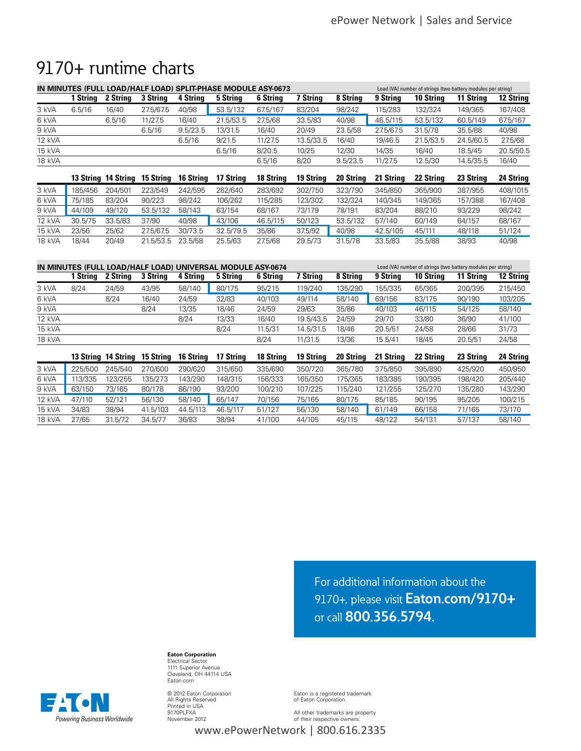# 9170+ runtime charts

**IN MINUTES (FULL LOAD/HALF LOAD) SPLIT-PHASE MODULE ASY-0673**

Load (VA) number of strings (two battery modules per string)

| | 1 String | 2 String | 3 String | 4 String | 5 String | 6 String | 7 String | 8 String | 9 String | 10 String | 11 String | 12 String |
|---|---|---|---|---|---|---|---|---|---|---|---|---|
| 3 kVA | 6.5/16 | 16/40 | 27.5/67.5 | 40/98 | 53.5/132 | 67.5/167 | 83/204 | 98/242 | 115/283 | 132/324 | 149/365 | 167/408 |
| 6 kVA | | 6.5/16 | 11/27.5 | 16/40 | 21.5/53.5 | 27.5/68 | 33.5/83 | 40/98 | 46.5/115 | 53.5/132 | 60.5/149 | 67.5/167 |
| 9 kVA | | | 6.5/16 | 9.5/23.5 | 13/31.5 | 16/40 | 20/49 | 23.5/58 | 27.5/67.5 | 31.5/78 | 35.5/88 | 40/98 |
| 12 kVA | | | | 6.5/16 | 9/21.5 | 11/27.5 | 13.5/33.5 | 16/40 | 19/46.5 | 21.5/53.5 | 24.5/60.5 | 27.5/68 |
| 15 kVA | | | | | 6.5/16 | 8/20.5 | 10/25 | 12/30 | 14/35 | 16/40 | 18.5/45 | 20.5/50.5 |
| 18 kVA | | | | | | 6.5/16 | 8/20 | 9.5/23.5 | 11/27.5 | 12.5/30 | 14.5/35.5 | 16/40 |

| | 13 String | 14 String | 15 String | 16 String | 17 String | 18 String | 19 String | 20 String | 21 String | 22 String | 23 String | 24 String |
|---|---|---|---|---|---|---|---|---|---|---|---|---|
| 3 kVA | 185/456 | 204/501 | 223/549 | 242/595 | 262/640 | 283/692 | 302/750 | 323/790 | 345/850 | 365/900 | 387/955 | 408/1015 |
| 6 kVA | 75/185 | 83/204 | 90/223 | 98/242 | 106/262 | 115/285 | 123/302 | 132/324 | 140/345 | 149/365 | 157/388 | 167/408 |
| 9 kVA | 44/109 | 49/120 | 53.5/132 | 58/143 | 63/154 | 68/167 | 73/179 | 78/191 | 83/204 | 88/210 | 93/229 | 98/242 |
| 12 kVA | 30.5/75 | 33.5/83 | 37/90 | 40/98 | 43/106 | 46.5/115 | 50/123 | 53.5/132 | 57/140 | 60/149 | 64/157 | 68/167 |
| 15 kVA | 23/56 | 25/62 | 27.5/67.5 | 30/73.5 | 32.5/79.5 | 35/86 | 37.5/92 | 40/98 | 42.5/105 | 45/111 | 48/118 | 51/124 |
| 18 kVA | 18/44 | 20/49 | 21.5/53.5 | 23.5/58 | 25.5/63 | 27.5/68 | 29.5/73 | 31.5/78 | 33.5/83 | 35.5/88 | 38/93 | 40/98 |

**IN MINUTES (FULL LOAD/HALF LOAD) UNIVERSAL MODULE ASY-0674**

Load (VA) number of strings (two battery modules per string)

| | 1 String | 2 String | 3 String | 4 String | 5 String | 6 String | 7 String | 8 String | 9 String | 10 String | 11 String | 12 String |
|---|---|---|---|---|---|---|---|---|---|---|---|---|
| 3 kVA | 8/24 | 24/59 | 43/95 | 58/140 | 80/175 | 95/215 | 119/240 | 135/290 | 155/335 | 65/365 | 200/395 | 215/450 |
| 6 kVA | | 8/24 | 16/40 | 24/59 | 32/83 | 40/103 | 49/114 | 58/140 | 69/156 | 83/175 | 90/190 | 103/205 |
| 9 kVA | | | 8/24 | 13/35 | 18/46 | 24/59 | 29/63 | 35/86 | 40/103 | 46/115 | 54/125 | 58/140 |
| 12 kVA | | | | 8/24 | 13/33 | 16/40 | 19.5/43.5 | 24/59 | 29/70 | 33/80 | 36/90 | 41/100 |
| 15 kVA | | | | | 8/24 | 11.5/31 | 14.5/31.5 | 18/46 | 20.5/51 | 24/58 | 28/66 | 31/73 |
| 18 kVA | | | | | | 8/24 | 11/31.5 | 13/36 | 15.5/41 | 18/45 | 20.5/51 | 24/58 |

| | 13 String | 14 String | 15 String | 16 String | 17 String | 18 String | 19 String | 20 String | 21 String | 22 String | 23 String | 24 String |
|---|---|---|---|---|---|---|---|---|---|---|---|---|
| 3 kVA | 225/500 | 245/540 | 270/600 | 290/620 | 315/650 | 335/690 | 350/720 | 365/780 | 375/850 | 395/890 | 425/920 | 450/950 |
| 6 kVA | 113/335 | 123/255 | 135/273 | 143/290 | 148/315 | 156/333 | 165/350 | 175/365 | 183/385 | 190/395 | 198/420 | 205/440 |
| 9 kVA | 63/150 | 73/165 | 80/178 | 86/190 | 93/200 | 100/210 | 107/225 | 115/240 | 121/255 | 125/270 | 135/280 | 143/290 |
| 12 kVA | 47/110 | 52/121 | 56/130 | 58/140 | 65/147 | 70/156 | 75/165 | 80/175 | 85/185 | 90/195 | 95/205 | 100/215 |
| 15 kVA | 34/83 | 38/94 | 41.5/103 | 44.5/113 | 46.5/117 | 51/127 | 56/130 | 58/140 | 61/149 | 66/158 | 71/165 | 73/170 |
| 18 kVA | 27/65 | 31.5/72 | 34.5/77 | 36/83 | 38/94 | 41/100 | 44/105 | 45/115 | 48/122 | 54/131 | 57/137 | 58/140 |

For additional information about the 9170+, please visit **Eaton.com/9170+** or call **800.356.5794.**

**Eaton Corporation**
Electrical Sector
1111 Superior Avenue
Cleveland, OH 44114 USA
Eaton.com

© 2012 Eaton Corporation
All Rights Reserved
Printed in USA
9170PLFXA
November 2012

Eaton is a registered trademark of Eaton Corporation.

All other trademarks are property of their respective owners.

EATON
Powering Business Worldwide